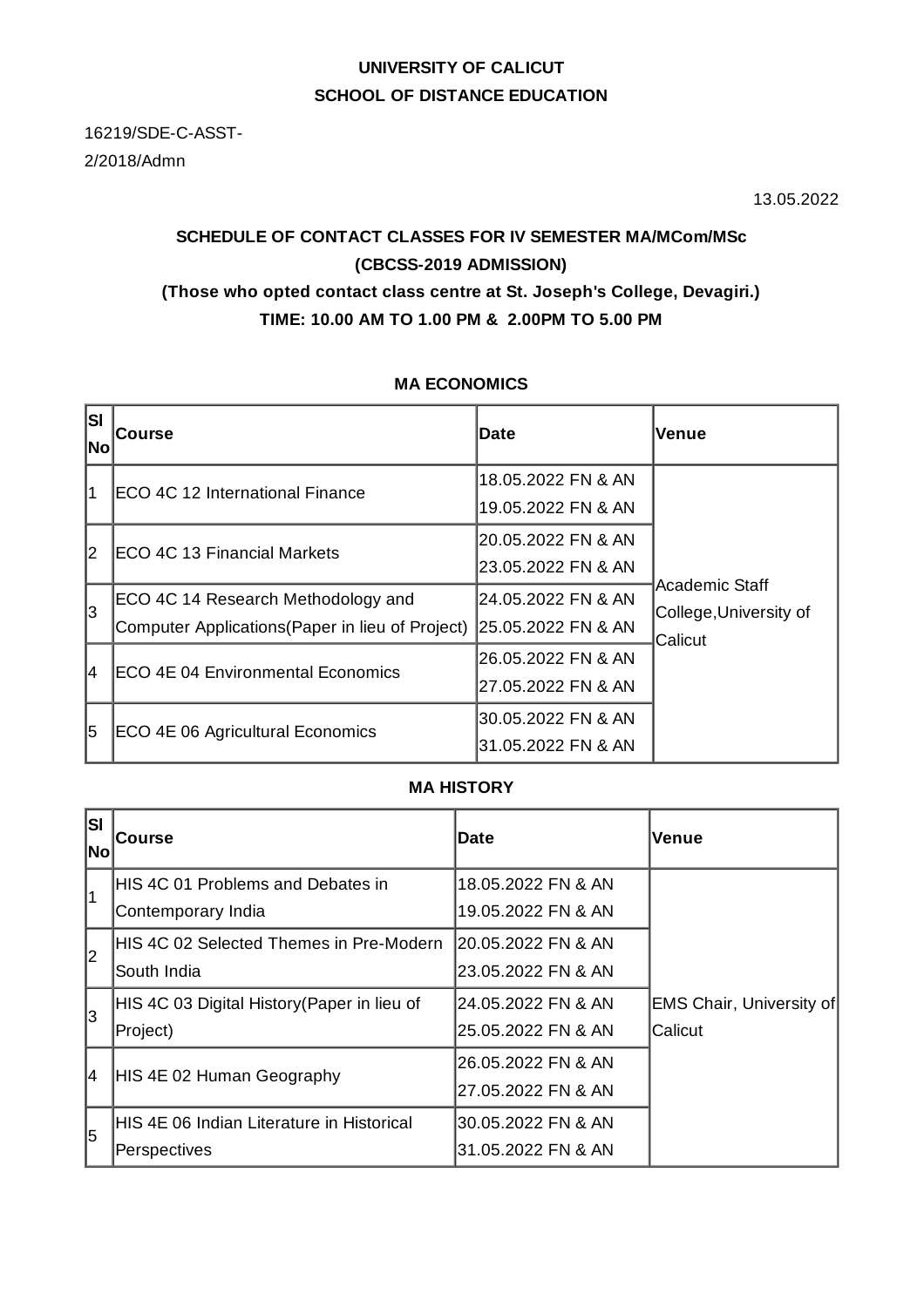**UNIVERSITY OF CALICUT**

**SCHOOL OF DISTANCE EDUCATION**

16219/SDE-C-ASST-2/2018/Admn

13.05.2022

## SCHEDULE OF CONTACT CLASSES FOR IV SEMESTER MA/MCom/MSc (CBCSS-2019 ADMISSION)

### (Those who opted contact class centre at St. Joseph's College, Devagiri.)

### TIME: 10.00 AM TO 1.00 PM & 2.00PM TO 5.00 PM

### MA ECONOMICS

| Sl No | Course | Date | Venue |
|---|---|---|---|
| 1 | ECO 4C 12 International Finance | 18.05.2022 FN & AN<br>19.05.2022 FN & AN | Academic Staff College, University of Calicut |
| 2 | ECO 4C 13 Financial Markets | 20.05.2022 FN & AN<br>23.05.2022 FN & AN | |
| 3 | ECO 4C 14 Research Methodology and Computer Applications(Paper in lieu of Project) | 24.05.2022 FN & AN<br>25.05.2022 FN & AN | |
| 4 | ECO 4E 04 Environmental Economics | 26.05.2022 FN & AN<br>27.05.2022 FN & AN | |
| 5 | ECO 4E 06 Agricultural Economics | 30.05.2022 FN & AN<br>31.05.2022 FN & AN | |

### MA HISTORY

| Sl No | Course | Date | Venue |
|---|---|---|---|
| 1 | HIS 4C 01 Problems and Debates in Contemporary India | 18.05.2022 FN & AN<br>19.05.2022 FN & AN | EMS Chair, University of Calicut |
| 2 | HIS 4C 02 Selected Themes in Pre-Modern South India | 20.05.2022 FN & AN<br>23.05.2022 FN & AN | |
| 3 | HIS 4C 03 Digital History(Paper in lieu of Project) | 24.05.2022 FN & AN<br>25.05.2022 FN & AN | |
| 4 | HIS 4E 02 Human Geography | 26.05.2022 FN & AN<br>27.05.2022 FN & AN | |
| 5 | HIS 4E 06 Indian Literature in Historical Perspectives | 30.05.2022 FN & AN<br>31.05.2022 FN & AN | |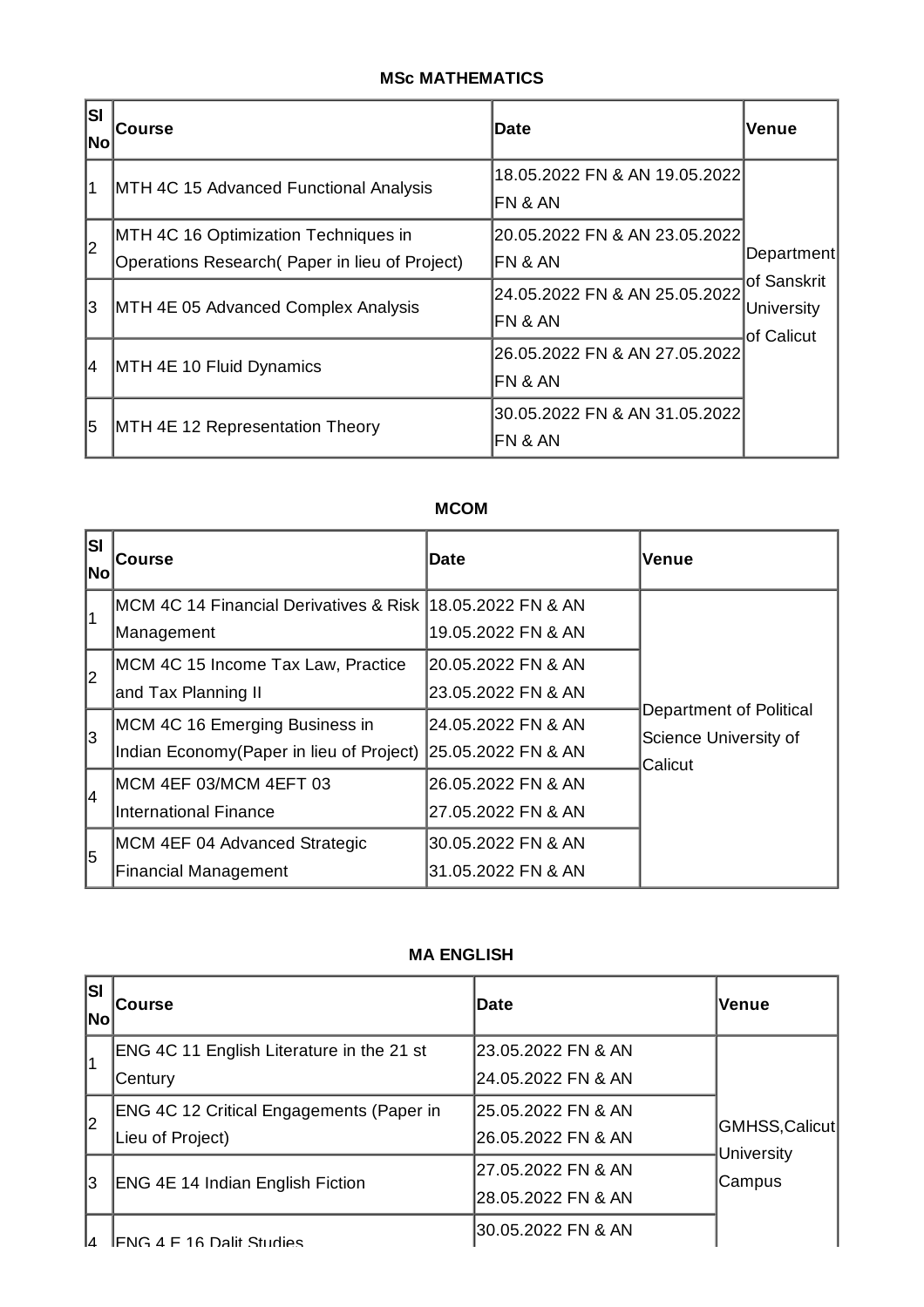**MSc MATHEMATICS**

| Sl No | Course | Date | Venue |
|---|---|---|---|
| 1 | MTH 4C 15 Advanced Functional Analysis | 18.05.2022 FN & AN 19.05.2022 FN & AN | Department of Sanskrit University of Calicut |
| 2 | MTH 4C 16 Optimization Techniques in Operations Research( Paper in lieu of Project) | 20.05.2022 FN & AN 23.05.2022 FN & AN | |
| 3 | MTH 4E 05 Advanced Complex Analysis | 24.05.2022 FN & AN 25.05.2022 FN & AN | |
| 4 | MTH 4E 10 Fluid Dynamics | 26.05.2022 FN & AN 27.05.2022 FN & AN | |
| 5 | MTH 4E 12 Representation Theory | 30.05.2022 FN & AN 31.05.2022 FN & AN | |

**MCOM**

| Sl No | Course | Date | Venue |
|---|---|---|---|
| 1 | MCM 4C 14 Financial Derivatives & Risk Management | 18.05.2022 FN & AN 19.05.2022 FN & AN | Department of Political Science University of Calicut |
| 2 | MCM 4C 15 Income Tax Law, Practice and Tax Planning II | 20.05.2022 FN & AN 23.05.2022 FN & AN | |
| 3 | MCM 4C 16 Emerging Business in Indian Economy(Paper in lieu of Project) | 24.05.2022 FN & AN 25.05.2022 FN & AN | |
| 4 | MCM 4EF 03/MCM 4EFT 03 International Finance | 26.05.2022 FN & AN 27.05.2022 FN & AN | |
| 5 | MCM 4EF 04 Advanced Strategic Financial Management | 30.05.2022 FN & AN 31.05.2022 FN & AN | |

**MA ENGLISH**

| Sl No | Course | Date | Venue |
|---|---|---|---|
| 1 | ENG 4C 11 English Literature in the 21 st Century | 23.05.2022 FN & AN 24.05.2022 FN & AN | GMHSS,Calicut University Campus |
| 2 | ENG 4C 12 Critical Engagements (Paper in Lieu of Project) | 25.05.2022 FN & AN 26.05.2022 FN & AN | |
| 3 | ENG 4E 14 Indian English Fiction | 27.05.2022 FN & AN 28.05.2022 FN & AN | |
| 4 | ENG 4 E 16 Dalit Studies | 30.05.2022 FN & AN | |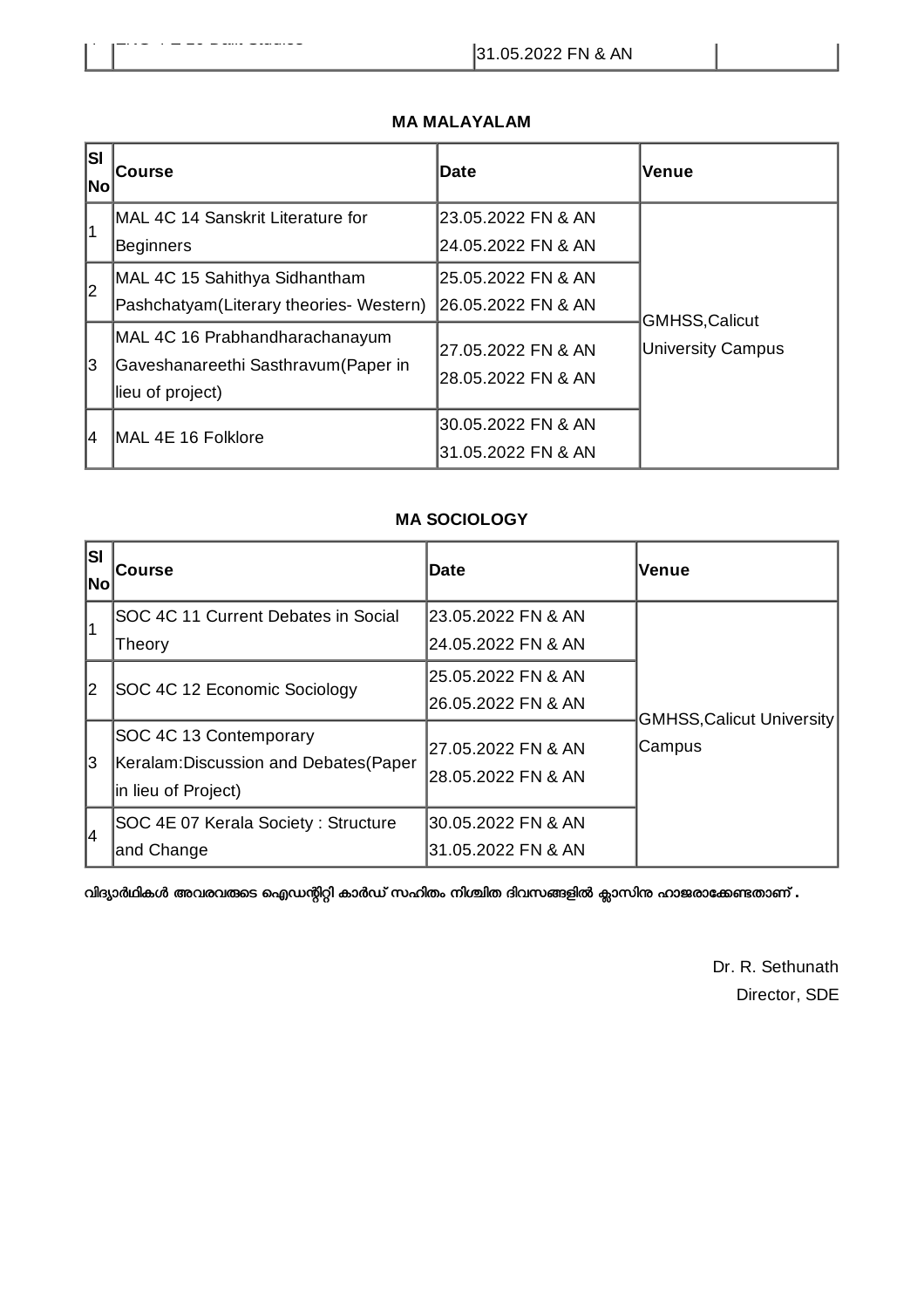| | | | |
|---|---|---|---|
| 4 | ENG 4 E 10 Dalit Studies | 31.05.2022 FN & AN | |

**MA MALAYALAM**

| Sl No | Course | Date | Venue |
|---|---|---|---|
| 1 | MAL 4C 14 Sanskrit Literature for Beginners | 23.05.2022 FN & AN<br>24.05.2022 FN & AN | GMHSS,Calicut University Campus |
| 2 | MAL 4C 15 Sahithya Sidhantham Pashchatyam(Literary theories- Western) | 25.05.2022 FN & AN<br>26.05.2022 FN & AN | |
| 3 | MAL 4C 16 Prabhandharachanayum Gaveshanareethi Sasthravum(Paper in lieu of project) | 27.05.2022 FN & AN<br>28.05.2022 FN & AN | |
| 4 | MAL 4E 16 Folklore | 30.05.2022 FN & AN<br>31.05.2022 FN & AN | |

**MA SOCIOLOGY**

| Sl No | Course | Date | Venue |
|---|---|---|---|
| 1 | SOC 4C 11 Current Debates in Social Theory | 23.05.2022 FN & AN<br>24.05.2022 FN & AN | GMHSS,Calicut University Campus |
| 2 | SOC 4C 12 Economic Sociology | 25.05.2022 FN & AN<br>26.05.2022 FN & AN | |
| 3 | SOC 4C 13 Contemporary Keralam:Discussion and Debates(Paper in lieu of Project) | 27.05.2022 FN & AN<br>28.05.2022 FN & AN | |
| 4 | SOC 4E 07 Kerala Society : Structure and Change | 30.05.2022 FN & AN<br>31.05.2022 FN & AN | |

**വിദ്യാർഥികൾ അവരവരുടെ ഐഡന്റിറ്റി കാർഡ് സഹിതം നിശ്ചിത ദിവസങ്ങളിൽ ക്ലാസിനു ഹാജരാക്കേണ്ടതാണ് .**

Dr. R. Sethunath
Director, SDE